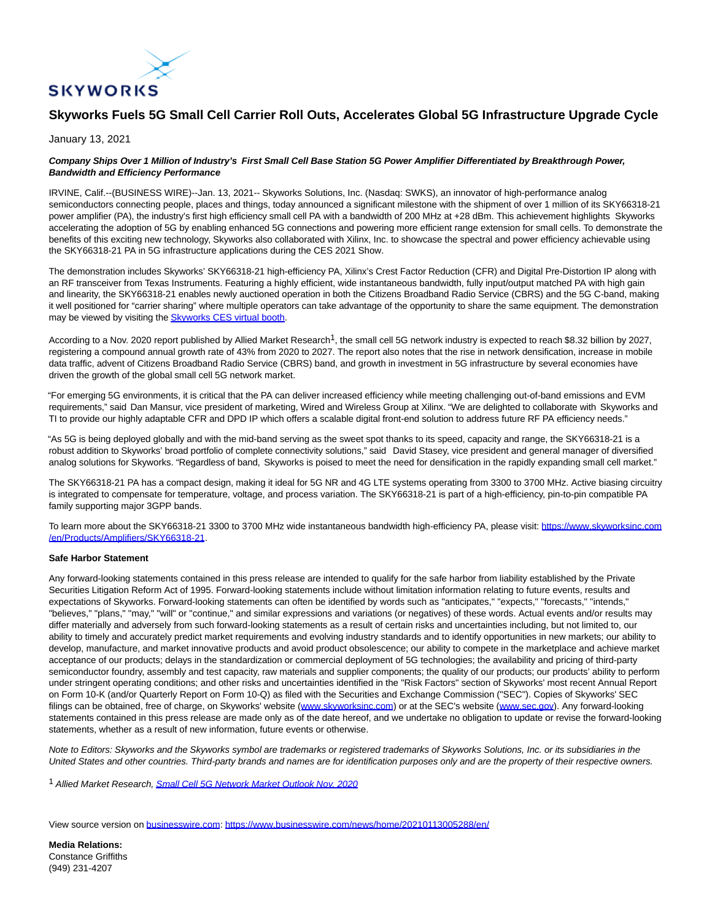SKYWORKS

# Skyworks Fuels 5G Small Cell Carrier Roll Outs, Accelerates Global 5G Infrastructure Upgrade Cycle

January 13, 2021

***Company Ships Over 1 Million of Industry's First Small Cell Base Station 5G Power Amplifier Differentiated by Breakthrough Power, Bandwidth and Efficiency Performance***

IRVINE, Calif.--(BUSINESS WIRE)--Jan. 13, 2021-- Skyworks Solutions, Inc. (Nasdaq: SWKS), an innovator of high-performance analog semiconductors connecting people, places and things, today announced a significant milestone with the shipment of over 1 million of its SKY66318-21 power amplifier (PA), the industry's first high efficiency small cell PA with a bandwidth of 200 MHz at +28 dBm. This achievement highlights Skyworks accelerating the adoption of 5G by enabling enhanced 5G connections and powering more efficient range extension for small cells. To demonstrate the benefits of this exciting new technology, Skyworks also collaborated with Xilinx, Inc. to showcase the spectral and power efficiency achievable using the SKY66318-21 PA in 5G infrastructure applications during the CES 2021 Show.

The demonstration includes Skyworks' SKY66318-21 high-efficiency PA, Xilinx's Crest Factor Reduction (CFR) and Digital Pre-Distortion IP along with an RF transceiver from Texas Instruments. Featuring a highly efficient, wide instantaneous bandwidth, fully input/output matched PA with high gain and linearity, the SKY66318-21 enables newly auctioned operation in both the Citizens Broadband Radio Service (CBRS) and the 5G C-band, making it well positioned for "carrier sharing" where multiple operators can take advantage of the opportunity to share the same equipment. The demonstration may be viewed by visiting the [Skyworks CES virtual booth](Skyworks CES virtual booth).

According to a Nov. 2020 report published by Allied Market Research[1], the small cell 5G network industry is expected to reach $8.32 billion by 2027, registering a compound annual growth rate of 43% from 2020 to 2027. The report also notes that the rise in network densification, increase in mobile data traffic, advent of Citizens Broadband Radio Service (CBRS) band, and growth in investment in 5G infrastructure by several economies have driven the growth of the global small cell 5G network market.

"For emerging 5G environments, it is critical that the PA can deliver increased efficiency while meeting challenging out-of-band emissions and EVM requirements," said Dan Mansur, vice president of marketing, Wired and Wireless Group at Xilinx. "We are delighted to collaborate with Skyworks and TI to provide our highly adaptable CFR and DPD IP which offers a scalable digital front-end solution to address future RF PA efficiency needs."

"As 5G is being deployed globally and with the mid-band serving as the sweet spot thanks to its speed, capacity and range, the SKY66318-21 is a robust addition to Skyworks' broad portfolio of complete connectivity solutions," said David Stasey, vice president and general manager of diversified analog solutions for Skyworks. "Regardless of band, Skyworks is poised to meet the need for densification in the rapidly expanding small cell market."

The SKY66318-21 PA has a compact design, making it ideal for 5G NR and 4G LTE systems operating from 3300 to 3700 MHz. Active biasing circuitry is integrated to compensate for temperature, voltage, and process variation. The SKY66318-21 is part of a high-efficiency, pin-to-pin compatible PA family supporting major 3GPP bands.

To learn more about the SKY66318-21 3300 to 3700 MHz wide instantaneous bandwidth high-efficiency PA, please visit: https://www.skyworksinc.com/en/Products/Amplifiers/SKY66318-21.

**Safe Harbor Statement**

Any forward-looking statements contained in this press release are intended to qualify for the safe harbor from liability established by the Private Securities Litigation Reform Act of 1995. Forward-looking statements include without limitation information relating to future events, results and expectations of Skyworks. Forward-looking statements can often be identified by words such as "anticipates," "expects," "forecasts," "intends," "believes," "plans," "may," "will" or "continue," and similar expressions and variations (or negatives) of these words. Actual events and/or results may differ materially and adversely from such forward-looking statements as a result of certain risks and uncertainties including, but not limited to, our ability to timely and accurately predict market requirements and evolving industry standards and to identify opportunities in new markets; our ability to develop, manufacture, and market innovative products and avoid product obsolescence; our ability to compete in the marketplace and achieve market acceptance of our products; delays in the standardization or commercial deployment of 5G technologies; the availability and pricing of third-party semiconductor foundry, assembly and test capacity, raw materials and supplier components; the quality of our products; our products' ability to perform under stringent operating conditions; and other risks and uncertainties identified in the "Risk Factors" section of Skyworks' most recent Annual Report on Form 10-K (and/or Quarterly Report on Form 10-Q) as filed with the Securities and Exchange Commission ("SEC"). Copies of Skyworks' SEC filings can be obtained, free of charge, on Skyworks' website (www.skyworksinc.com) or at the SEC's website (www.sec.gov). Any forward-looking statements contained in this press release are made only as of the date hereof, and we undertake no obligation to update or revise the forward-looking statements, whether as a result of new information, future events or otherwise.

*Note to Editors: Skyworks and the Skyworks symbol are trademarks or registered trademarks of Skyworks Solutions, Inc. or its subsidiaries in the United States and other countries. Third-party brands and names are for identification purposes only and are the property of their respective owners.*

[1] *Allied Market Research, Small Cell 5G Network Market Outlook Nov. 2020*

View source version on businesswire.com: https://www.businesswire.com/news/home/20210113005288/en/

**Media Relations:**
Constance Griffiths
(949) 231-4207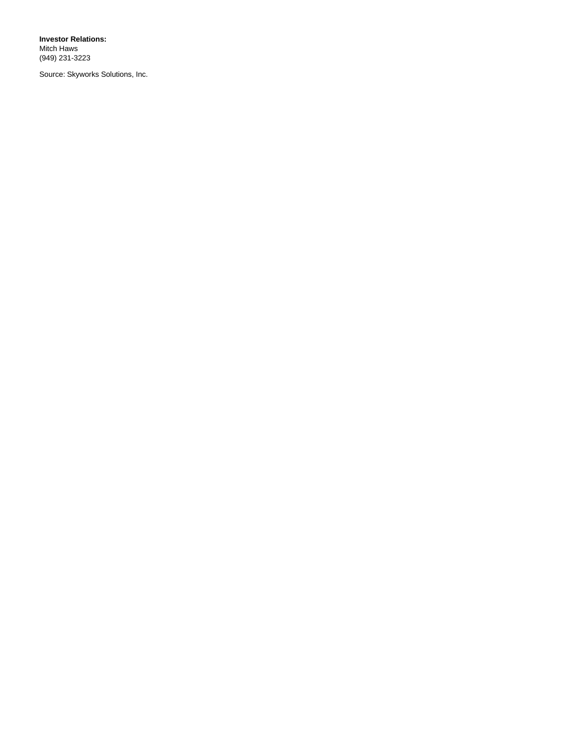**Investor Relations:**
Mitch Haws
(949) 231-3223

Source: Skyworks Solutions, Inc.